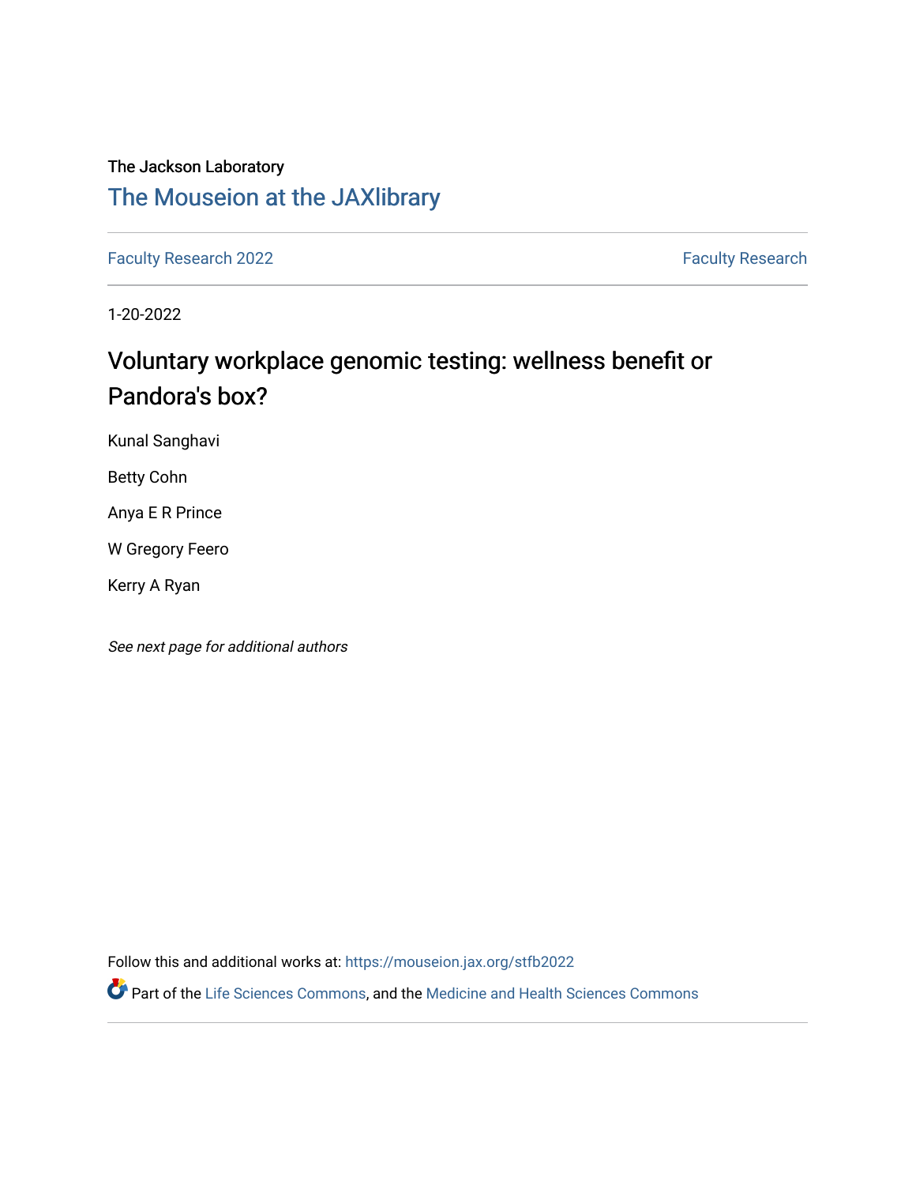The Jackson Laboratory

## The Mouseion at the JAXlibrary

Faculty Research 2022 | Faculty Research

1-20-2022

# Voluntary workplace genomic testing: wellness benefit or Pandora's box?

Kunal Sanghavi

Betty Cohn

Anya E R Prince

W Gregory Feero

Kerry A Ryan

*See next page for additional authors*

Follow this and additional works at: https://mouseion.jax.org/stfb2022

Part of the Life Sciences Commons, and the Medicine and Health Sciences Commons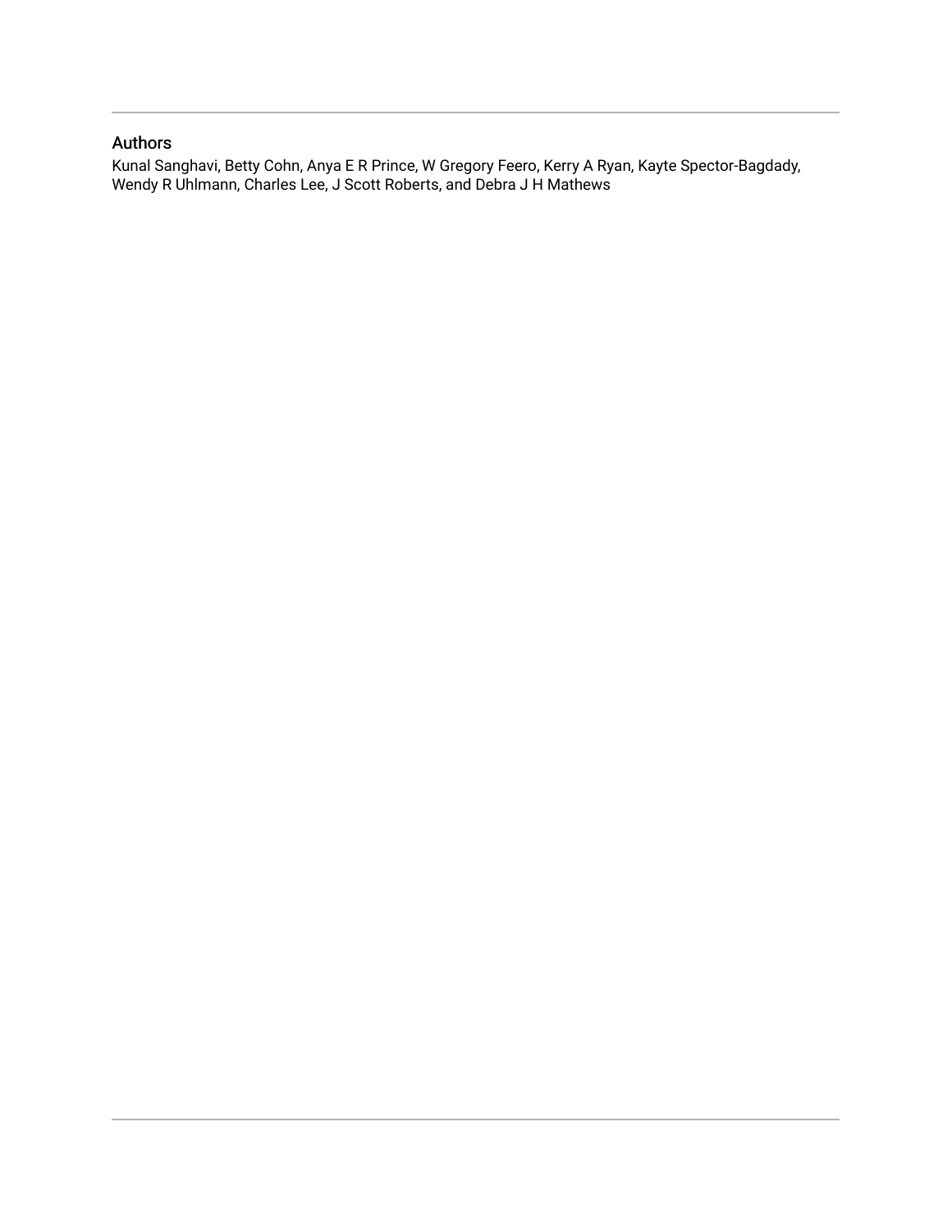## Authors

Kunal Sanghavi, Betty Cohn, Anya E R Prince, W Gregory Feero, Kerry A Ryan, Kayte Spector-Bagdady, Wendy R Uhlmann, Charles Lee, J Scott Roberts, and Debra J H Mathews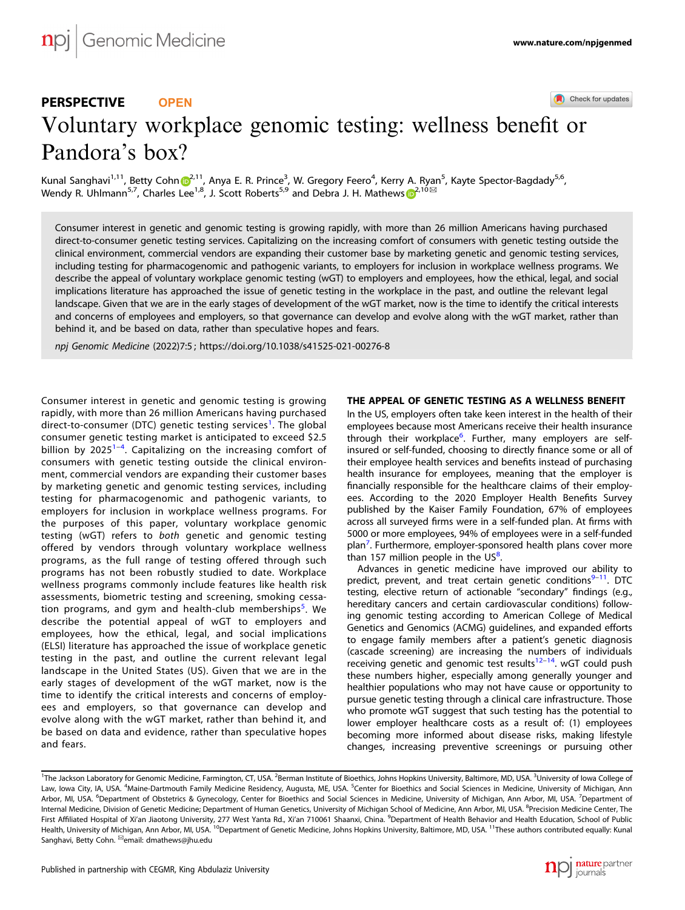# Voluntary workplace genomic testing: wellness benefit or Pandora's box?

Kunal Sanghavi[1,11], Betty Cohn[2,11], Anya E. R. Prince[3], W. Gregory Feero[4], Kerry A. Ryan[5], Kayte Spector-Bagdady[5,6], Wendy R. Uhlmann[5,7], Charles Lee[1,8], J. Scott Roberts[5,9] and Debra J. H. Mathews[2,10]✉

Consumer interest in genetic and genomic testing is growing rapidly, with more than 26 million Americans having purchased direct-to-consumer genetic testing services. Capitalizing on the increasing comfort of consumers with genetic testing outside the clinical environment, commercial vendors are expanding their customer base by marketing genetic and genomic testing services, including testing for pharmacogenomic and pathogenic variants, to employers for inclusion in workplace wellness programs. We describe the appeal of voluntary workplace genomic testing (wGT) to employers and employees, how the ethical, legal, and social implications literature has approached the issue of genetic testing in the workplace in the past, and outline the relevant legal landscape. Given that we are in the early stages of development of the wGT market, now is the time to identify the critical interests and concerns of employees and employers, so that governance can develop and evolve along with the wGT market, rather than behind it, and be based on data, rather than speculative hopes and fears.

*npj Genomic Medicine* (2022)7:5 ; https://doi.org/10.1038/s41525-021-00276-8

Consumer interest in genetic and genomic testing is growing rapidly, with more than 26 million Americans having purchased direct-to-consumer (DTC) genetic testing services[1]. The global consumer genetic testing market is anticipated to exceed $2.5 billion by 2025[1–4]. Capitalizing on the increasing comfort of consumers with genetic testing outside the clinical environment, commercial vendors are expanding their customer bases by marketing genetic and genomic testing services, including testing for pharmacogenomic and pathogenic variants, to employers for inclusion in workplace wellness programs. For the purposes of this paper, voluntary workplace genomic testing (wGT) refers to *both* genetic and genomic testing offered by vendors through voluntary workplace wellness programs, as the full range of testing offered through such programs has not been robustly studied to date. Workplace wellness programs commonly include features like health risk assessments, biometric testing and screening, smoking cessation programs, and gym and health-club memberships[5]. We describe the potential appeal of wGT to employers and employees, how the ethical, legal, and social implications (ELSI) literature has approached the issue of workplace genetic testing in the past, and outline the current relevant legal landscape in the United States (US). Given that we are in the early stages of development of the wGT market, now is the time to identify the critical interests and concerns of employees and employers, so that governance can develop and evolve along with the wGT market, rather than behind it, and be based on data and evidence, rather than speculative hopes and fears.

## THE APPEAL OF GENETIC TESTING AS A WELLNESS BENEFIT

In the US, employers often take keen interest in the health of their employees because most Americans receive their health insurance through their workplace[6]. Further, many employers are self-insured or self-funded, choosing to directly finance some or all of their employee health services and benefits instead of purchasing health insurance for employees, meaning that the employer is financially responsible for the healthcare claims of their employees. According to the 2020 Employer Health Benefits Survey published by the Kaiser Family Foundation, 67% of employees across all surveyed firms were in a self-funded plan. At firms with 5000 or more employees, 94% of employees were in a self-funded plan[7]. Furthermore, employer-sponsored health plans cover more than 157 million people in the US[8].

Advances in genetic medicine have improved our ability to predict, prevent, and treat certain genetic conditions[9–11]. DTC testing, elective return of actionable "secondary" findings (e.g., hereditary cancers and certain cardiovascular conditions) following genomic testing according to American College of Medical Genetics and Genomics (ACMG) guidelines, and expanded efforts to engage family members after a patient's genetic diagnosis (cascade screening) are increasing the numbers of individuals receiving genetic and genomic test results[12–14]. wGT could push these numbers higher, especially among generally younger and healthier populations who may not have cause or opportunity to pursue genetic testing through a clinical care infrastructure. Those who promote wGT suggest that such testing has the potential to lower employer healthcare costs as a result of: (1) employees becoming more informed about disease risks, making lifestyle changes, increasing preventive screenings or pursuing other

[1]The Jackson Laboratory for Genomic Medicine, Farmington, CT, USA. [2]Berman Institute of Bioethics, Johns Hopkins University, Baltimore, MD, USA. [3]University of Iowa College of Law, Iowa City, IA, USA. [4]Maine-Dartmouth Family Medicine Residency, Augusta, ME, USA. [5]Center for Bioethics and Social Sciences in Medicine, University of Michigan, Ann Arbor, MI, USA. [6]Department of Obstetrics & Gynecology, Center for Bioethics and Social Sciences in Medicine, University of Michigan, Ann Arbor, MI, USA. [7]Department of Internal Medicine, Division of Genetic Medicine; Department of Human Genetics, University of Michigan School of Medicine, Ann Arbor, MI, USA. [8]Precision Medicine Center, The First Affiliated Hospital of Xi'an Jiaotong University, 277 West Yanta Rd., Xi'an 710061 Shaanxi, China. [9]Department of Health Behavior and Health Education, School of Public Health, University of Michigan, Ann Arbor, MI, USA. [10]Department of Genetic Medicine, Johns Hopkins University, Baltimore, MD, USA. [11]These authors contributed equally: Kunal Sanghavi, Betty Cohn. ✉email: dmathews@jhu.edu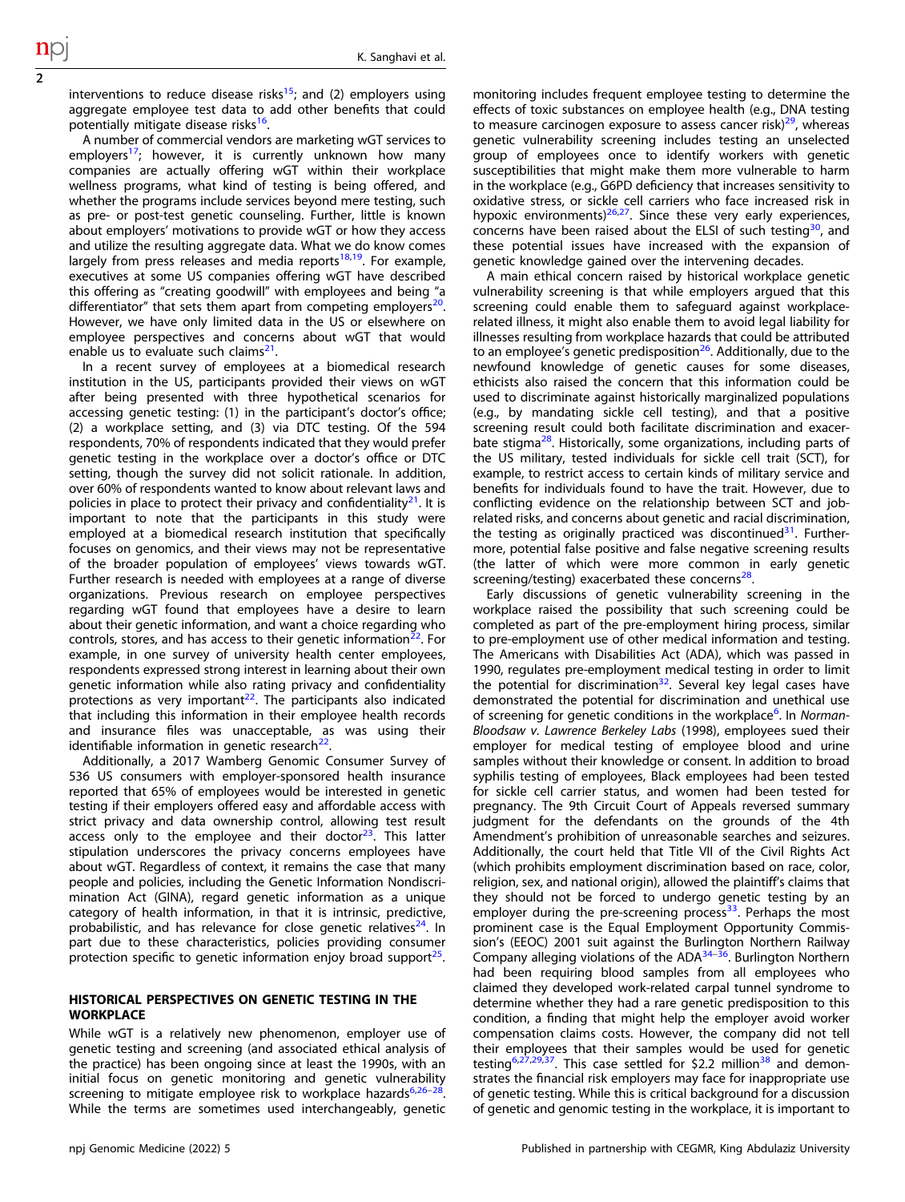interventions to reduce disease risks[15]; and (2) employers using aggregate employee test data to add other benefits that could potentially mitigate disease risks[16].

A number of commercial vendors are marketing wGT services to employers[17]; however, it is currently unknown how many companies are actually offering wGT within their workplace wellness programs, what kind of testing is being offered, and whether the programs include services beyond mere testing, such as pre- or post-test genetic counseling. Further, little is known about employers' motivations to provide wGT or how they access and utilize the resulting aggregate data. What we do know comes largely from press releases and media reports[18,19]. For example, executives at some US companies offering wGT have described this offering as "creating goodwill" with employees and being "a differentiator" that sets them apart from competing employers[20]. However, we have only limited data in the US or elsewhere on employee perspectives and concerns about wGT that would enable us to evaluate such claims[21].

In a recent survey of employees at a biomedical research institution in the US, participants provided their views on wGT after being presented with three hypothetical scenarios for accessing genetic testing: (1) in the participant's doctor's office; (2) a workplace setting, and (3) via DTC testing. Of the 594 respondents, 70% of respondents indicated that they would prefer genetic testing in the workplace over a doctor's office or DTC setting, though the survey did not solicit rationale. In addition, over 60% of respondents wanted to know about relevant laws and policies in place to protect their privacy and confidentiality[21]. It is important to note that the participants in this study were employed at a biomedical research institution that specifically focuses on genomics, and their views may not be representative of the broader population of employees' views towards wGT. Further research is needed with employees at a range of diverse organizations. Previous research on employee perspectives regarding wGT found that employees have a desire to learn about their genetic information, and want a choice regarding who controls, stores, and has access to their genetic information[22]. For example, in one survey of university health center employees, respondents expressed strong interest in learning about their own genetic information while also rating privacy and confidentiality protections as very important[22]. The participants also indicated that including this information in their employee health records and insurance files was unacceptable, as was using their identifiable information in genetic research[22].

Additionally, a 2017 Wamberg Genomic Consumer Survey of 536 US consumers with employer-sponsored health insurance reported that 65% of employees would be interested in genetic testing if their employers offered easy and affordable access with strict privacy and data ownership control, allowing test result access only to the employee and their doctor[23]. This latter stipulation underscores the privacy concerns employees have about wGT. Regardless of context, it remains the case that many people and policies, including the Genetic Information Nondiscrimination Act (GINA), regard genetic information as a unique category of health information, in that it is intrinsic, predictive, probabilistic, and has relevance for close genetic relatives[24]. In part due to these characteristics, policies providing consumer protection specific to genetic information enjoy broad support[25].

## HISTORICAL PERSPECTIVES ON GENETIC TESTING IN THE WORKPLACE

While wGT is a relatively new phenomenon, employer use of genetic testing and screening (and associated ethical analysis of the practice) has been ongoing since at least the 1990s, with an initial focus on genetic monitoring and genetic vulnerability screening to mitigate employee risk to workplace hazards[6,26–28]. While the terms are sometimes used interchangeably, genetic monitoring includes frequent employee testing to determine the effects of toxic substances on employee health (e.g., DNA testing to measure carcinogen exposure to assess cancer risk)[29], whereas genetic vulnerability screening includes testing an unselected group of employees once to identify workers with genetic susceptibilities that might make them more vulnerable to harm in the workplace (e.g., G6PD deficiency that increases sensitivity to oxidative stress, or sickle cell carriers who face increased risk in hypoxic environments)[26,27]. Since these very early experiences, concerns have been raised about the ELSI of such testing[30], and these potential issues have increased with the expansion of genetic knowledge gained over the intervening decades.

A main ethical concern raised by historical workplace genetic vulnerability screening is that while employers argued that this screening could enable them to safeguard against workplace-related illness, it might also enable them to avoid legal liability for illnesses resulting from workplace hazards that could be attributed to an employee's genetic predisposition[26]. Additionally, due to the newfound knowledge of genetic causes for some diseases, ethicists also raised the concern that this information could be used to discriminate against historically marginalized populations (e.g., by mandating sickle cell testing), and that a positive screening result could both facilitate discrimination and exacerbate stigma[28]. Historically, some organizations, including parts of the US military, tested individuals for sickle cell trait (SCT), for example, to restrict access to certain kinds of military service and benefits for individuals found to have the trait. However, due to conflicting evidence on the relationship between SCT and job-related risks, and concerns about genetic and racial discrimination, the testing as originally practiced was discontinued[31]. Furthermore, potential false positive and false negative screening results (the latter of which were more common in early genetic screening/testing) exacerbated these concerns[28].

Early discussions of genetic vulnerability screening in the workplace raised the possibility that such screening could be completed as part of the pre-employment hiring process, similar to pre-employment use of other medical information and testing. The Americans with Disabilities Act (ADA), which was passed in 1990, regulates pre-employment medical testing in order to limit the potential for discrimination[32]. Several key legal cases have demonstrated the potential for discrimination and unethical use of screening for genetic conditions in the workplace[6]. In *Norman-Bloodsaw v. Lawrence Berkeley Labs* (1998), employees sued their employer for medical testing of employee blood and urine samples without their knowledge or consent. In addition to broad syphilis testing of employees, Black employees had been tested for sickle cell carrier status, and women had been tested for pregnancy. The 9th Circuit Court of Appeals reversed summary judgment for the defendants on the grounds of the 4th Amendment's prohibition of unreasonable searches and seizures. Additionally, the court held that Title VII of the Civil Rights Act (which prohibits employment discrimination based on race, color, religion, sex, and national origin), allowed the plaintiff's claims that they should not be forced to undergo genetic testing by an employer during the pre-screening process[33]. Perhaps the most prominent case is the Equal Employment Opportunity Commission's (EEOC) 2001 suit against the Burlington Northern Railway Company alleging violations of the ADA[34–36]. Burlington Northern had been requiring blood samples from all employees who claimed they developed work-related carpal tunnel syndrome to determine whether they had a rare genetic predisposition to this condition, a finding that might help the employer avoid worker compensation claims costs. However, the company did not tell their employees that their samples would be used for genetic testing[6,27,29,37]. This case settled for $2.2 million[38] and demonstrates the financial risk employers may face for inappropriate use of genetic testing. While this is critical background for a discussion of genetic and genomic testing in the workplace, it is important to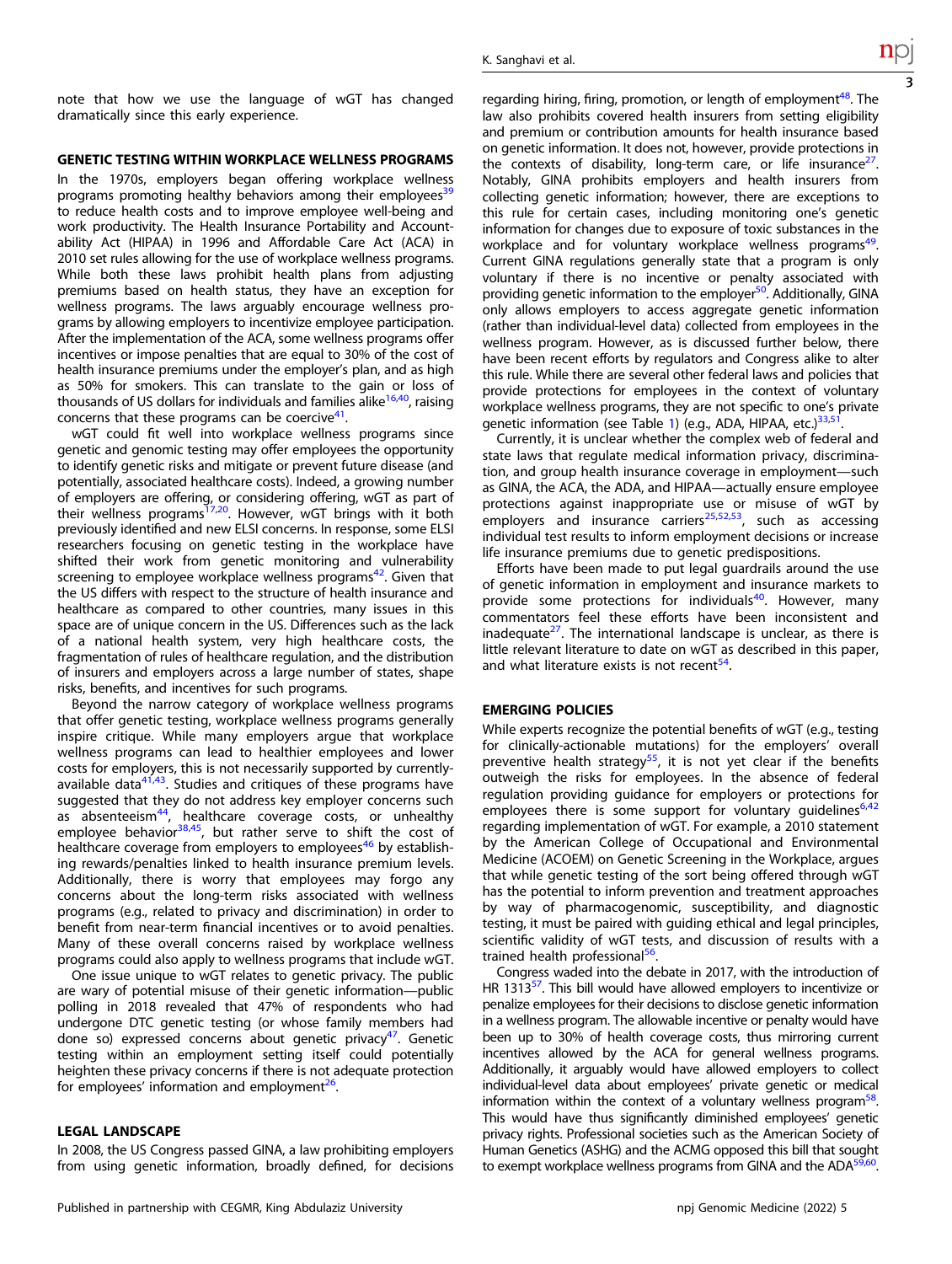note that how we use the language of wGT has changed dramatically since this early experience.

## GENETIC TESTING WITHIN WORKPLACE WELLNESS PROGRAMS

In the 1970s, employers began offering workplace wellness programs promoting healthy behaviors among their employees[39] to reduce health costs and to improve employee well-being and work productivity. The Health Insurance Portability and Accountability Act (HIPAA) in 1996 and Affordable Care Act (ACA) in 2010 set rules allowing for the use of workplace wellness programs. While both these laws prohibit health plans from adjusting premiums based on health status, they have an exception for wellness programs. The laws arguably encourage wellness programs by allowing employers to incentivize employee participation. After the implementation of the ACA, some wellness programs offer incentives or impose penalties that are equal to 30% of the cost of health insurance premiums under the employer's plan, and as high as 50% for smokers. This can translate to the gain or loss of thousands of US dollars for individuals and families alike[16,40], raising concerns that these programs can be coercive[41].

wGT could fit well into workplace wellness programs since genetic and genomic testing may offer employees the opportunity to identify genetic risks and mitigate or prevent future disease (and potentially, associated healthcare costs). Indeed, a growing number of employers are offering, or considering offering, wGT as part of their wellness programs[17,20]. However, wGT brings with it both previously identified and new ELSI concerns. In response, some ELSI researchers focusing on genetic testing in the workplace have shifted their work from genetic monitoring and vulnerability screening to employee workplace wellness programs[42]. Given that the US differs with respect to the structure of health insurance and healthcare as compared to other countries, many issues in this space are of unique concern in the US. Differences such as the lack of a national health system, very high healthcare costs, the fragmentation of rules of healthcare regulation, and the distribution of insurers and employers across a large number of states, shape risks, benefits, and incentives for such programs.

Beyond the narrow category of workplace wellness programs that offer genetic testing, workplace wellness programs generally inspire critique. While many employers argue that workplace wellness programs can lead to healthier employees and lower costs for employers, this is not necessarily supported by currently-available data[41,43]. Studies and critiques of these programs have suggested that they do not address key employer concerns such as absenteeism[44], healthcare coverage costs, or unhealthy employee behavior[38,45], but rather serve to shift the cost of healthcare coverage from employers to employees[46] by establishing rewards/penalties linked to health insurance premium levels. Additionally, there is worry that employees may forgo any concerns about the long-term risks associated with wellness programs (e.g., related to privacy and discrimination) in order to benefit from near-term financial incentives or to avoid penalties. Many of these overall concerns raised by workplace wellness programs could also apply to wellness programs that include wGT.

One issue unique to wGT relates to genetic privacy. The public are wary of potential misuse of their genetic information—public polling in 2018 revealed that 47% of respondents who had undergone DTC genetic testing (or whose family members had done so) expressed concerns about genetic privacy[47]. Genetic testing within an employment setting itself could potentially heighten these privacy concerns if there is not adequate protection for employees' information and employment[26].

## LEGAL LANDSCAPE

In 2008, the US Congress passed GINA, a law prohibiting employers from using genetic information, broadly defined, for decisions regarding hiring, firing, promotion, or length of employment[48]. The law also prohibits covered health insurers from setting eligibility and premium or contribution amounts for health insurance based on genetic information. It does not, however, provide protections in the contexts of disability, long-term care, or life insurance[27]. Notably, GINA prohibits employers and health insurers from collecting genetic information; however, there are exceptions to this rule for certain cases, including monitoring one's genetic information for changes due to exposure of toxic substances in the workplace and for voluntary workplace wellness programs[49]. Current GINA regulations generally state that a program is only voluntary if there is no incentive or penalty associated with providing genetic information to the employer[50]. Additionally, GINA only allows employers to access aggregate genetic information (rather than individual-level data) collected from employees in the wellness program. However, as is discussed further below, there have been recent efforts by regulators and Congress alike to alter this rule. While there are several other federal laws and policies that provide protections for employees in the context of voluntary workplace wellness programs, they are not specific to one's private genetic information (see Table 1) (e.g., ADA, HIPAA, etc.)[33,51].

Currently, it is unclear whether the complex web of federal and state laws that regulate medical information privacy, discrimination, and group health insurance coverage in employment—such as GINA, the ACA, the ADA, and HIPAA—actually ensure employee protections against inappropriate use or misuse of wGT by employers and insurance carriers[25,52,53], such as accessing individual test results to inform employment decisions or increase life insurance premiums due to genetic predispositions.

Efforts have been made to put legal guardrails around the use of genetic information in employment and insurance markets to provide some protections for individuals[40]. However, many commentators feel these efforts have been inconsistent and inadequate[27]. The international landscape is unclear, as there is little relevant literature to date on wGT as described in this paper, and what literature exists is not recent[54].

## EMERGING POLICIES

While experts recognize the potential benefits of wGT (e.g., testing for clinically-actionable mutations) for the employers' overall preventive health strategy[55], it is not yet clear if the benefits outweigh the risks for employees. In the absence of federal regulation providing guidance for employers or protections for employees there is some support for voluntary guidelines[6,42] regarding implementation of wGT. For example, a 2010 statement by the American College of Occupational and Environmental Medicine (ACOEM) on Genetic Screening in the Workplace, argues that while genetic testing of the sort being offered through wGT has the potential to inform prevention and treatment approaches by way of pharmacogenomic, susceptibility, and diagnostic testing, it must be paired with guiding ethical and legal principles, scientific validity of wGT tests, and discussion of results with a trained health professional[56].

Congress waded into the debate in 2017, with the introduction of HR 1313[57]. This bill would have allowed employers to incentivize or penalize employees for their decisions to disclose genetic information in a wellness program. The allowable incentive or penalty would have been up to 30% of health coverage costs, thus mirroring current incentives allowed by the ACA for general wellness programs. Additionally, it arguably would have allowed employers to collect individual-level data about employees' private genetic or medical information within the context of a voluntary wellness program[58]. This would have thus significantly diminished employees' genetic privacy rights. Professional societies such as the American Society of Human Genetics (ASHG) and the ACMG opposed this bill that sought to exempt workplace wellness programs from GINA and the ADA[59,60].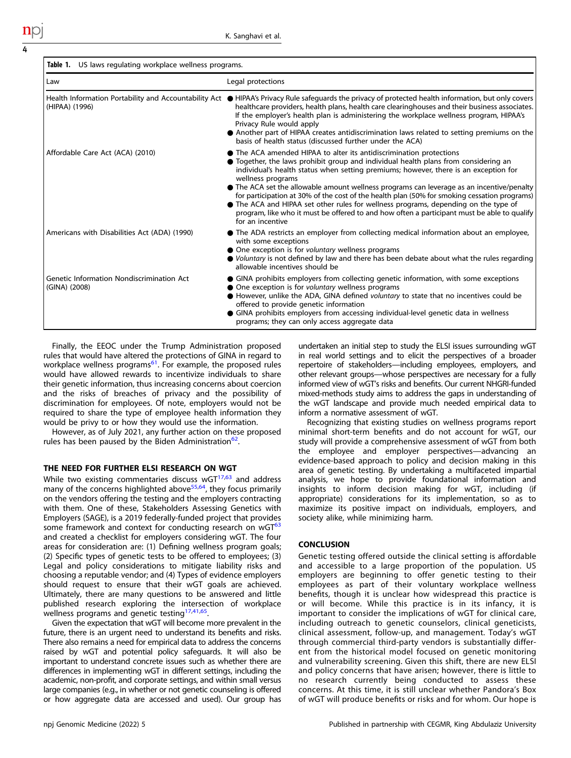**Table 1.** US laws regulating workplace wellness programs.

| Law | Legal protections |
| --- | --- |
| Health Information Portability and Accountability Act (HIPAA) (1996) | ● HIPAA's Privacy Rule safeguards the privacy of protected health information, but only covers healthcare providers, health plans, health care clearinghouses and their business associates. If the employer's health plan is administering the workplace wellness program, HIPAA's Privacy Rule would apply<br>● Another part of HIPAA creates antidiscrimination laws related to setting premiums on the basis of health status (discussed further under the ACA) |
| Affordable Care Act (ACA) (2010) | ● The ACA amended HIPAA to alter its antidiscrimination protections<br>● Together, the laws prohibit group and individual health plans from considering an individual's health status when setting premiums; however, there is an exception for wellness programs<br>● The ACA set the allowable amount wellness programs can leverage as an incentive/penalty for participation at 30% of the cost of the health plan (50% for smoking cessation programs)<br>● The ACA and HIPAA set other rules for wellness programs, depending on the type of program, like who it must be offered to and how often a participant must be able to qualify for an incentive |
| Americans with Disabilities Act (ADA) (1990) | ● The ADA restricts an employer from collecting medical information about an employee, with some exceptions<br>● One exception is for *voluntary* wellness programs<br>● *Voluntary* is not defined by law and there has been debate about what the rules regarding allowable incentives should be |
| Genetic Information Nondiscrimination Act (GINA) (2008) | ● GINA prohibits employers from collecting genetic information, with some exceptions<br>● One exception is for *voluntary* wellness programs<br>● However, unlike the ADA, GINA defined *voluntary* to state that no incentives could be offered to provide genetic information<br>● GINA prohibits employers from accessing individual-level genetic data in wellness programs; they can only access aggregate data |

Finally, the EEOC under the Trump Administration proposed rules that would have altered the protections of GINA in regard to workplace wellness programs[61]. For example, the proposed rules would have allowed rewards to incentivize individuals to share their genetic information, thus increasing concerns about coercion and the risks of breaches of privacy and the possibility of discrimination for employees. Of note, employers would not be required to share the type of employee health information they would be privy to or how they would use the information.

However, as of July 2021, any further action on these proposed rules has been paused by the Biden Administration[62].

## THE NEED FOR FURTHER ELSI RESEARCH ON WGT

While two existing commentaries discuss wGT[17,63] and address many of the concerns highlighted above[55,64], they focus primarily on the vendors offering the testing and the employers contracting with them. One of these, Stakeholders Assessing Genetics with Employers (SAGE), is a 2019 federally-funded project that provides some framework and context for conducting research on wGT[63] and created a checklist for employers considering wGT. The four areas for consideration are: (1) Defining wellness program goals; (2) Specific types of genetic tests to be offered to employees; (3) Legal and policy considerations to mitigate liability risks and choosing a reputable vendor; and (4) Types of evidence employers should request to ensure that their wGT goals are achieved. Ultimately, there are many questions to be answered and little published research exploring the intersection of workplace wellness programs and genetic testing[17,41,65].

Given the expectation that wGT will become more prevalent in the future, there is an urgent need to understand its benefits and risks. There also remains a need for empirical data to address the concerns raised by wGT and potential policy safeguards. It will also be important to understand concrete issues such as whether there are differences in implementing wGT in different settings, including the academic, non-profit, and corporate settings, and within small versus large companies (e.g., in whether or not genetic counseling is offered or how aggregate data are accessed and used). Our group has undertaken an initial step to study the ELSI issues surrounding wGT in real world settings and to elicit the perspectives of a broader repertoire of stakeholders—including employees, employers, and other relevant groups—whose perspectives are necessary for a fully informed view of wGT's risks and benefits. Our current NHGRI-funded mixed-methods study aims to address the gaps in understanding of the wGT landscape and provide much needed empirical data to inform a normative assessment of wGT.

Recognizing that existing studies on wellness programs report minimal short-term benefits and do not account for wGT, our study will provide a comprehensive assessment of wGT from both the employee and employer perspectives—advancing an evidence-based approach to policy and decision making in this area of genetic testing. By undertaking a multifaceted impartial analysis, we hope to provide foundational information and insights to inform decision making for wGT, including (if appropriate) considerations for its implementation, so as to maximize its positive impact on individuals, employers, and society alike, while minimizing harm.

## CONCLUSION

Genetic testing offered outside the clinical setting is affordable and accessible to a large proportion of the population. US employers are beginning to offer genetic testing to their employees as part of their voluntary workplace wellness benefits, though it is unclear how widespread this practice is or will become. While this practice is in its infancy, it is important to consider the implications of wGT for clinical care, including outreach to genetic counselors, clinical geneticists, clinical assessment, follow-up, and management. Today's wGT through commercial third-party vendors is substantially different from the historical model focused on genetic monitoring and vulnerability screening. Given this shift, there are new ELSI and policy concerns that have arisen; however, there is little to no research currently being conducted to assess these concerns. At this time, it is still unclear whether Pandora's Box of wGT will produce benefits or risks and for whom. Our hope is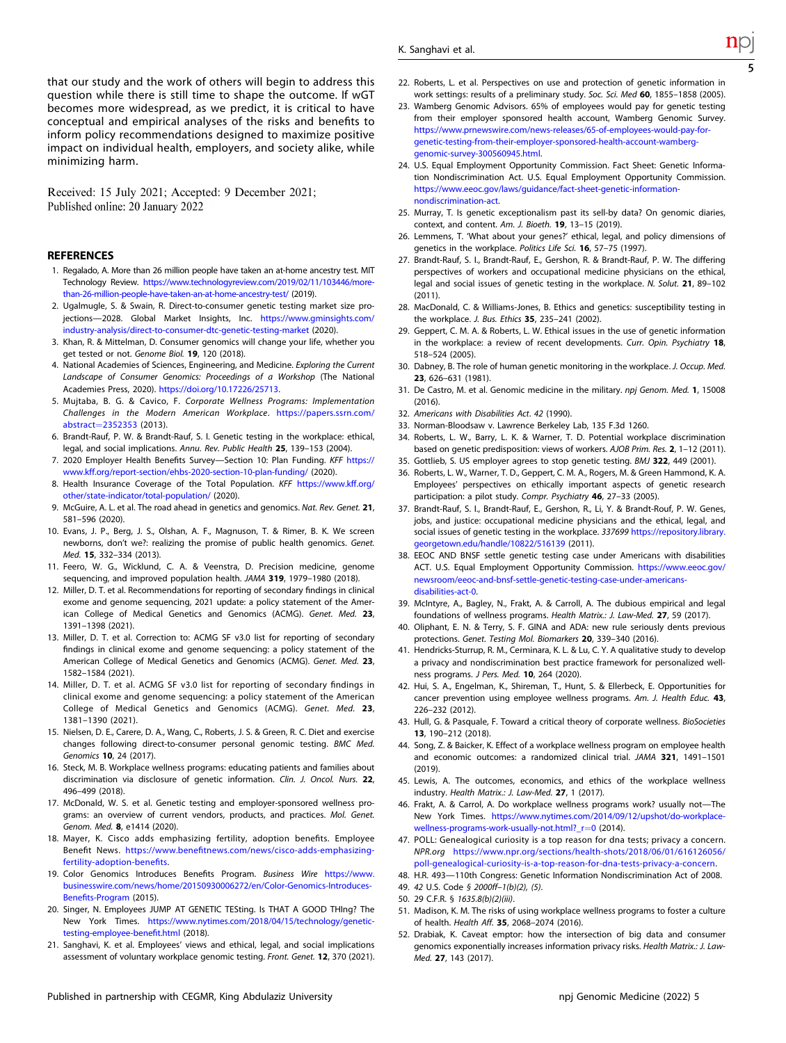that our study and the work of others will begin to address this question while there is still time to shape the outcome. If wGT becomes more widespread, as we predict, it is critical to have conceptual and empirical analyses of the risks and benefits to inform policy recommendations designed to maximize positive impact on individual health, employers, and society alike, while minimizing harm.

Received: 15 July 2021; Accepted: 9 December 2021;
Published online: 20 January 2022

## REFERENCES

1. Regalado, A. More than 26 million people have taken an at-home ancestry test. MIT Technology Review. https://www.technologyreview.com/2019/02/11/103446/more-than-26-million-people-have-taken-an-at-home-ancestry-test/ (2019).
2. Ugalmugle, S. & Swain, R. Direct-to-consumer genetic testing market size projections—2028. Global Market Insights, Inc. https://www.gminsights.com/industry-analysis/direct-to-consumer-dtc-genetic-testing-market (2020).
3. Khan, R. & Mittelman, D. Consumer genomics will change your life, whether you get tested or not. *Genome Biol.* **19**, 120 (2018).
4. National Academies of Sciences, Engineering, and Medicine. *Exploring the Current Landscape of Consumer Genomics: Proceedings of a Workshop* (The National Academies Press, 2020). https://doi.org/10.17226/25713.
5. Mujtaba, B. G. & Cavico, F. *Corporate Wellness Programs: Implementation Challenges in the Modern American Workplace*. https://papers.ssrn.com/abstract=2352353 (2013).
6. Brandt-Rauf, P. W. & Brandt-Rauf, S. I. Genetic testing in the workplace: ethical, legal, and social implications. *Annu. Rev. Public Health* **25**, 139–153 (2004).
7. 2020 Employer Health Benefits Survey—Section 10: Plan Funding. *KFF* https://www.kff.org/report-section/ehbs-2020-section-10-plan-funding/ (2020).
8. Health Insurance Coverage of the Total Population. *KFF* https://www.kff.org/other/state-indicator/total-population/ (2020).
9. McGuire, A. L. et al. The road ahead in genetics and genomics. *Nat. Rev. Genet.* **21**, 581–596 (2020).
10. Evans, J. P., Berg, J. S., Olshan, A. F., Magnuson, T. & Rimer, B. K. We screen newborns, don't we?: realizing the promise of public health genomics. *Genet. Med.* **15**, 332–334 (2013).
11. Feero, W. G., Wicklund, C. A. & Veenstra, D. Precision medicine, genome sequencing, and improved population health. *JAMA* **319**, 1979–1980 (2018).
12. Miller, D. T. et al. Recommendations for reporting of secondary findings in clinical exome and genome sequencing, 2021 update: a policy statement of the American College of Medical Genetics and Genomics (ACMG). *Genet. Med.* **23**, 1391–1398 (2021).
13. Miller, D. T. et al. Correction to: ACMG SF v3.0 list for reporting of secondary findings in clinical exome and genome sequencing: a policy statement of the American College of Medical Genetics and Genomics (ACMG). *Genet. Med.* **23**, 1582–1584 (2021).
14. Miller, D. T. et al. ACMG SF v3.0 list for reporting of secondary findings in clinical exome and genome sequencing: a policy statement of the American College of Medical Genetics and Genomics (ACMG). *Genet. Med.* **23**, 1381–1390 (2021).
15. Nielsen, D. E., Carere, D. A., Wang, C., Roberts, J. S. & Green, R. C. Diet and exercise changes following direct-to-consumer personal genomic testing. *BMC Med. Genomics* **10**, 24 (2017).
16. Steck, M. B. Workplace wellness programs: educating patients and families about discrimination via disclosure of genetic information. *Clin. J. Oncol. Nurs.* **22**, 496–499 (2018).
17. McDonald, W. S. et al. Genetic testing and employer-sponsored wellness programs: an overview of current vendors, products, and practices. *Mol. Genet. Genom. Med.* **8**, e1414 (2020).
18. Mayer, K. Cisco adds emphasizing fertility, adoption benefits. Employee Benefit News. https://www.benefitnews.com/news/cisco-adds-emphasizing-fertility-adoption-benefits.
19. Color Genomics Introduces Benefits Program. *Business Wire* https://www.businesswire.com/news/home/20150930006272/en/Color-Genomics-Introduces-Benefits-Program (2015).
20. Singer, N. Employees JUMP AT GENETIC TESting. Is THAT A GOOD THIng? The New York Times. https://www.nytimes.com/2018/04/15/technology/genetic-testing-employee-benefit.html (2018).
21. Sanghavi, K. et al. Employees' views and ethical, legal, and social implications assessment of voluntary workplace genomic testing. *Front. Genet.* **12**, 370 (2021).
22. Roberts, L. et al. Perspectives on use and protection of genetic information in work settings: results of a preliminary study. *Soc. Sci. Med* **60**, 1855–1858 (2005).
23. Wamberg Genomic Advisors. 65% of employees would pay for genetic testing from their employer sponsored health account, Wamberg Genomic Survey. https://www.prnewswire.com/news-releases/65-of-employees-would-pay-for-genetic-testing-from-their-employer-sponsored-health-account-wamberg-genomic-survey-300560945.html.
24. U.S. Equal Employment Opportunity Commission. Fact Sheet: Genetic Information Nondiscrimination Act. U.S. Equal Employment Opportunity Commission. https://www.eeoc.gov/laws/guidance/fact-sheet-genetic-information-nondiscrimination-act.
25. Murray, T. Is genetic exceptionalism past its sell-by data? On genomic diaries, context, and content. *Am. J. Bioeth.* **19**, 13–15 (2019).
26. Lemmens, T. 'What about your genes?' ethical, legal, and policy dimensions of genetics in the workplace. *Politics Life Sci.* **16**, 57–75 (1997).
27. Brandt-Rauf, S. I., Brandt-Rauf, E., Gershon, R. & Brandt-Rauf, P. W. The differing perspectives of workers and occupational medicine physicians on the ethical, legal and social issues of genetic testing in the workplace. *N. Solut.* **21**, 89–102 (2011).
28. MacDonald, C. & Williams-Jones, B. Ethics and genetics: susceptibility testing in the workplace. *J. Bus. Ethics* **35**, 235–241 (2002).
29. Geppert, C. M. A. & Roberts, L. W. Ethical issues in the use of genetic information in the workplace: a review of recent developments. *Curr. Opin. Psychiatry* **18**, 518–524 (2005).
30. Dabney, B. The role of human genetic monitoring in the workplace. *J. Occup. Med.* **23**, 626–631 (1981).
31. De Castro, M. et al. Genomic medicine in the military. *npj Genom. Med.* **1**, 15008 (2016).
32. *Americans with Disabilities Act. 42* (1990).
33. Norman-Bloodsaw v. Lawrence Berkeley Lab, 135 F.3d 1260.
34. Roberts, L. W., Barry, L. K. & Warner, T. D. Potential workplace discrimination based on genetic predisposition: views of workers. *AJOB Prim. Res.* **2**, 1–12 (2011).
35. Gottlieb, S. US employer agrees to stop genetic testing. *BMJ* **322**, 449 (2001).
36. Roberts, L. W., Warner, T. D., Geppert, C. M. A., Rogers, M. & Green Hammond, K. A. Employees' perspectives on ethically important aspects of genetic research participation: a pilot study. *Compr. Psychiatry* **46**, 27–33 (2005).
37. Brandt-Rauf, S. I., Brandt-Rauf, E., Gershon, R., Li, Y. & Brandt-Rouf, P. W. Genes, jobs, and justice: occupational medicine physicians and the ethical, legal, and social issues of genetic testing in the workplace. *337699* https://repository.library.georgetown.edu/handle/10822/516139 (2011).
38. EEOC AND BNSF settle genetic testing case under Americans with disabilities ACT. U.S. Equal Employment Opportunity Commission. https://www.eeoc.gov/newsroom/eeoc-and-bnsf-settle-genetic-testing-case-under-americans-disabilities-act-0.
39. McIntyre, A., Bagley, N., Frakt, A. & Carroll, A. The dubious empirical and legal foundations of wellness programs. *Health Matrix.: J. Law-Med.* **27**, 59 (2017).
40. Oliphant, E. N. & Terry, S. F. GINA and ADA: new rule seriously dents previous protections. *Genet. Testing Mol. Biomarkers* **20**, 339–340 (2016).
41. Hendricks-Sturrup, R. M., Cerminara, K. L. & Lu, C. Y. A qualitative study to develop a privacy and nondiscrimination best practice framework for personalized wellness programs. *J Pers. Med.* **10**, 264 (2020).
42. Hui, S. A., Engelman, K., Shireman, T., Hunt, S. & Ellerbeck, E. Opportunities for cancer prevention using employee wellness programs. *Am. J. Health Educ.* **43**, 226–232 (2012).
43. Hull, G. & Pasquale, F. Toward a critical theory of corporate wellness. *BioSocieties* **13**, 190–212 (2018).
44. Song, Z. & Baicker, K. Effect of a workplace wellness program on employee health and economic outcomes: a randomized clinical trial. *JAMA* **321**, 1491–1501 (2019).
45. Lewis, A. The outcomes, economics, and ethics of the workplace wellness industry. *Health Matrix.: J. Law-Med.* **27**, 1 (2017).
46. Frakt, A. & Carrol, A. Do workplace wellness programs work? usually not—The New York Times. https://www.nytimes.com/2014/09/12/upshot/do-workplace-wellness-programs-work-usually-not.html?_r=0 (2014).
47. POLL: Genealogical curiosity is a top reason for dna tests; privacy a concern. *NPR.org* https://www.npr.org/sections/health-shots/2018/06/01/616126056/poll-genealogical-curiosity-is-a-top-reason-for-dna-tests-privacy-a-concern.
48. H.R. 493—110th Congress: Genetic Information Nondiscrimination Act of 2008.
49. *42 U.S. Code § 2000ff–1(b)(2), (5)*.
50. 29 C.F.R. § *1635.8(b)(2)(iii)*.
51. Madison, K. M. The risks of using workplace wellness programs to foster a culture of health. *Health Aff.* **35**, 2068–2074 (2016).
52. Drabiak, K. Caveat emptor: how the intersection of big data and consumer genomics exponentially increases information privacy risks. *Health Matrix.: J. Law-Med.* **27**, 143 (2017).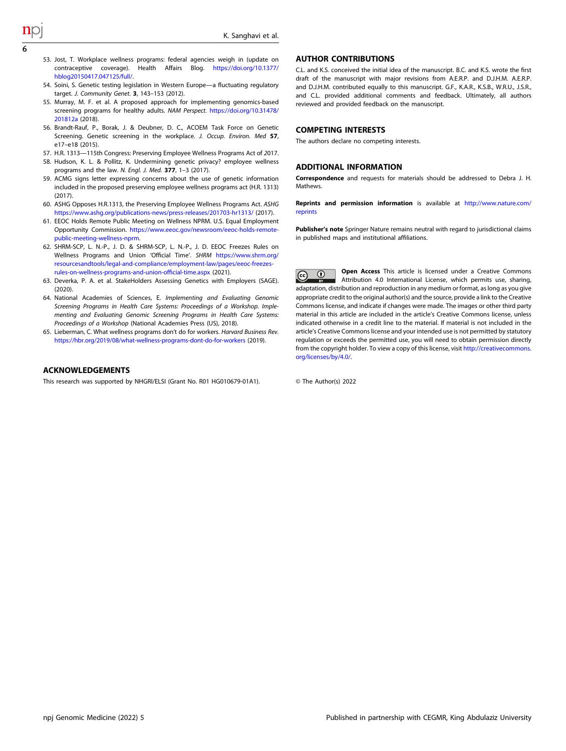53. Jost, T. Workplace wellness programs: federal agencies weigh in (update on contraceptive coverage). Health Affairs Blog. https://doi.org/10.1377/hblog20150417.047125/full/.
54. Soini, S. Genetic testing legislation in Western Europe—a fluctuating regulatory target. *J. Community Genet.* **3**, 143–153 (2012).
55. Murray, M. F. et al. A proposed approach for implementing genomics-based screening programs for healthy adults. *NAM Perspect.* https://doi.org/10.31478/201812a (2018).
56. Brandt-Rauf, P., Borak, J. & Deubner, D. C., ACOEM Task Force on Genetic Screening. Genetic screening in the workplace. *J. Occup. Environ. Med* **57**, e17–e18 (2015).
57. H.R. 1313—115th Congress: Preserving Employee Wellness Programs Act of 2017.
58. Hudson, K. L. & Pollitz, K. Undermining genetic privacy? employee wellness programs and the law. *N. Engl. J. Med.* **377**, 1–3 (2017).
59. ACMG signs letter expressing concerns about the use of genetic information included in the proposed preserving employee wellness programs act (H.R. 1313) (2017).
60. ASHG Opposes H.R.1313, the Preserving Employee Wellness Programs Act. *ASHG* https://www.ashg.org/publications-news/press-releases/201703-hr1313/ (2017).
61. EEOC Holds Remote Public Meeting on Wellness NPRM. U.S. Equal Employment Opportunity Commission. https://www.eeoc.gov/newsroom/eeoc-holds-remote-public-meeting-wellness-nprm.
62. SHRM-SCP, L. N.-P., J. D. & SHRM-SCP, L. N.-P., J. D. EEOC Freezes Rules on Wellness Programs and Union 'Official Time'. *SHRM* https://www.shrm.org/resourcesandtools/legal-and-compliance/employment-law/pages/eeoc-freezes-rules-on-wellness-programs-and-union-official-time.aspx (2021).
63. Deverka, P. A. et al. StakeHolders Assessing Genetics with Employers (SAGE). (2020).
64. National Academies of Sciences, E. *Implementing and Evaluating Genomic Screening Programs in Health Care Systems: Proceedings of a Workshop. Implementing and Evaluating Genomic Screening Programs in Health Care Systems: Proceedings of a Workshop* (National Academies Press (US), 2018).
65. Lieberman, C. What wellness programs don't do for workers. *Harvard Business Rev.* https://hbr.org/2019/08/what-wellness-programs-dont-do-for-workers (2019).

## ACKNOWLEDGEMENTS

This research was supported by NHGRI/ELSI (Grant No. R01 HG010679-01A1).

## AUTHOR CONTRIBUTIONS

C.L. and K.S. conceived the initial idea of the manuscript. B.C. and K.S. wrote the first draft of the manuscript with major revisions from A.E.R.P. and D.J.H.M. A.E.R.P. and D.J.H.M. contributed equally to this manuscript. G.F., K.A.R., K.S.B., W.R.U., J.S.R., and C.L. provided additional comments and feedback. Ultimately, all authors reviewed and provided feedback on the manuscript.

## COMPETING INTERESTS

The authors declare no competing interests.

## ADDITIONAL INFORMATION

**Correspondence** and requests for materials should be addressed to Debra J. H. Mathews.

**Reprints and permission information** is available at http://www.nature.com/reprints

**Publisher's note** Springer Nature remains neutral with regard to jurisdictional claims in published maps and institutional affiliations.

**Open Access** This article is licensed under a Creative Commons Attribution 4.0 International License, which permits use, sharing, adaptation, distribution and reproduction in any medium or format, as long as you give appropriate credit to the original author(s) and the source, provide a link to the Creative Commons license, and indicate if changes were made. The images or other third party material in this article are included in the article's Creative Commons license, unless indicated otherwise in a credit line to the material. If material is not included in the article's Creative Commons license and your intended use is not permitted by statutory regulation or exceeds the permitted use, you will need to obtain permission directly from the copyright holder. To view a copy of this license, visit http://creativecommons.org/licenses/by/4.0/.

© The Author(s) 2022